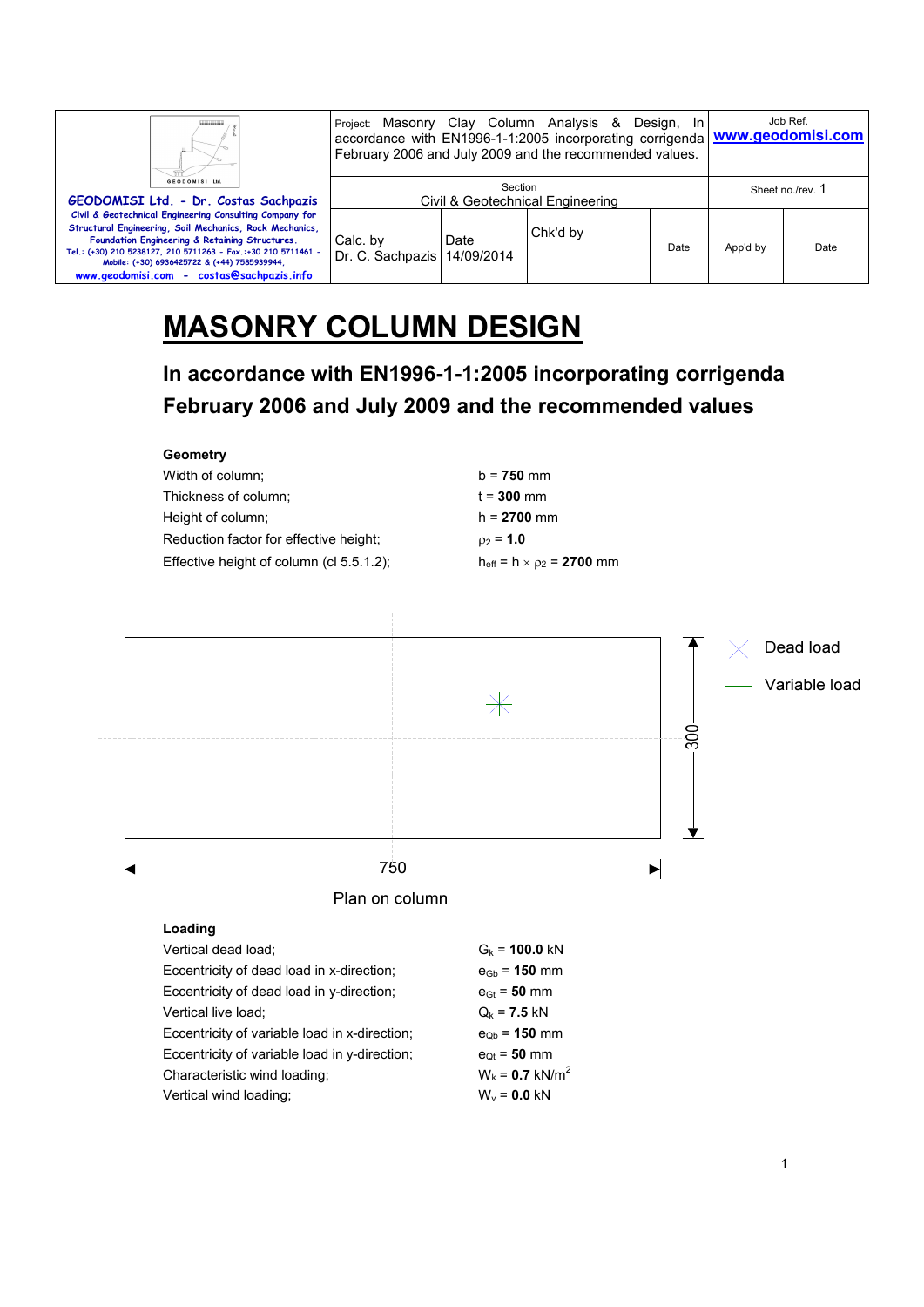| GEODOMISI Ltd. - Dr. Costas Sachpazis<br>Civil & Geotechnical Engineering Consulting Company for Structural Engineering, Soil Mechanics, Rock Mechanics, Foundation Engineering & Retaining Structures.<br>Tel.: (+30) 210 5238127, 210 5711263 - Fax.:+30 210 5711461 - Mobile: (+30) 6936425722 & (+44) 7585939944,<br>www.geodomisi.com - costas@sachpazis.info | Project: Masonry Clay Column Analysis & Design, In accordance with EN1996-1-1:2005 incorporating corrigenda February 2006 and July 2009 and the recommended values. | | | | Job Ref.<br>www.geodomisi.com | |
|---|---|---|---|---|---|---|
| | Section<br>Civil & Geotechnical Engineering | | | | Sheet no./rev. 1 | |
| | Calc. by<br>Dr. C. Sachpazis | Date<br>14/09/2014 | Chk'd by | Date | App'd by | Date |

# MASONRY COLUMN DESIGN

## In accordance with EN1996-1-1:2005 incorporating corrigenda February 2006 and July 2009 and the recommended values

**Geometry**

Width of column; $b$ = **750** mm

Thickness of column; $t$ = **300** mm

Height of column; $h$ = **2700** mm

Reduction factor for effective height; $\rho_2$ = **1.0**

Effective height of column (cl 5.5.1.2); $h_{eff} = h \times \rho_2$ = **2700** mm

Dead load

Variable load

300

750

Plan on column

**Loading**

Vertical dead load; $G_k$ = **100.0** kN

Eccentricity of dead load in x-direction; $e_{Gb}$ = **150** mm

Eccentricity of dead load in y-direction; $e_{Gt}$ = **50** mm

Vertical live load; $Q_k$ = **7.5** kN

Eccentricity of variable load in x-direction; $e_{Qb}$ = **150** mm

Eccentricity of variable load in y-direction; $e_{Qt}$ = **50** mm

Characteristic wind loading; $W_k$ = **0.7** kN/m$^2$

Vertical wind loading; $W_v$ = **0.0** kN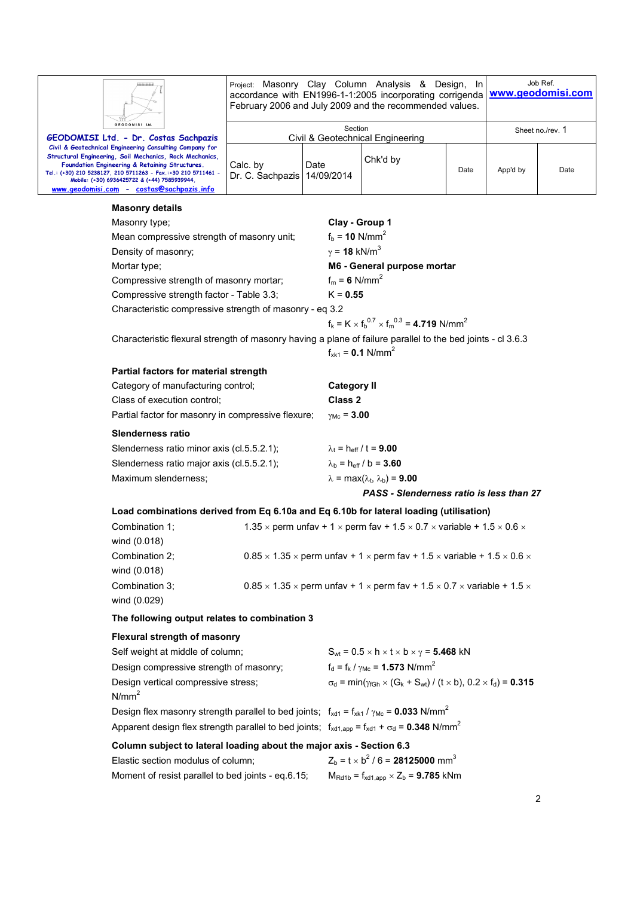### Masonry details

| | |
|---|---|
| Masonry type; | **Clay - Group 1** |
| Mean compressive strength of masonry unit; | $f_b$ = **10** N/mm$^2$ |
| Density of masonry; | $\gamma$ = **18** kN/m$^3$ |
| Mortar type; | **M6 - General purpose mortar** |
| Compressive strength of masonry mortar; | $f_m$ = **6** N/mm$^2$ |
| Compressive strength factor - Table 3.3; | K = **0.55** |

Characteristic compressive strength of masonry - eq 3.2

$f_k = K \times f_b^{0.7} \times f_m^{0.3}$ = **4.719** N/mm$^2$

Characteristic flexural strength of masonry having a plane of failure parallel to the bed joints - cl 3.6.3

$f_{xk1}$ = **0.1** N/mm$^2$

### Partial factors for material strength

| | |
|---|---|
| Category of manufacturing control; | **Category II** |
| Class of execution control; | **Class 2** |
| Partial factor for masonry in compressive flexure; | $\gamma_{Mc}$ = **3.00** |

### Slenderness ratio

| | |
|---|---|
| Slenderness ratio minor axis (cl.5.5.2.1); | $\lambda_t = h_{eff} / t$ = **9.00** |
| Slenderness ratio major axis (cl.5.5.2.1); | $\lambda_b = h_{eff} / b$ = **3.60** |
| Maximum slenderness; | $\lambda = \max(\lambda_t, \lambda_b)$ = **9.00** |

***PASS - Slenderness ratio is less than 27***

### Load combinations derived from Eq 6.10a and Eq 6.10b for lateral loading (utilisation)

Combination 1; 1.35 × perm unfav + 1 × perm fav + 1.5 × 0.7 × variable + 1.5 × 0.6 × wind (0.018)

Combination 2; 0.85 × 1.35 × perm unfav + 1 × perm fav + 1.5 × variable + 1.5 × 0.6 × wind (0.018)

Combination 3; 0.85 × 1.35 × perm unfav + 1 × perm fav + 1.5 × 0.7 × variable + 1.5 × wind (0.029)

### The following output relates to combination 3

### Flexural strength of masonry

| | |
|---|---|
| Self weight at middle of column; | $S_{wt} = 0.5 \times h \times t \times b \times \gamma$ = **5.468** kN |
| Design compressive strength of masonry; | $f_d = f_k / \gamma_{Mc}$ = **1.573** N/mm$^2$ |
| Design vertical compressive stress; | $\sigma_d = \min(\gamma_{fGh} \times (G_k + S_{wt}) / (t \times b), 0.2 \times f_d)$ = **0.315** N/mm$^2$ |
| Design flex masonry strength parallel to bed joints; | $f_{xd1} = f_{xk1} / \gamma_{Mc}$ = **0.033** N/mm$^2$ |
| Apparent design flex strength parallel to bed joints; | $f_{xd1,app} = f_{xd1} + \sigma_d$ = **0.348** N/mm$^2$ |

### Column subject to lateral loading about the major axis - Section 6.3

| | |
|---|---|
| Elastic section modulus of column; | $Z_b = t \times b^2 / 6$ = **28125000** mm$^3$ |
| Moment of resist parallel to bed joints - eq.6.15; | $M_{Rd1b} = f_{xd1,app} \times Z_b$ = **9.785** kNm |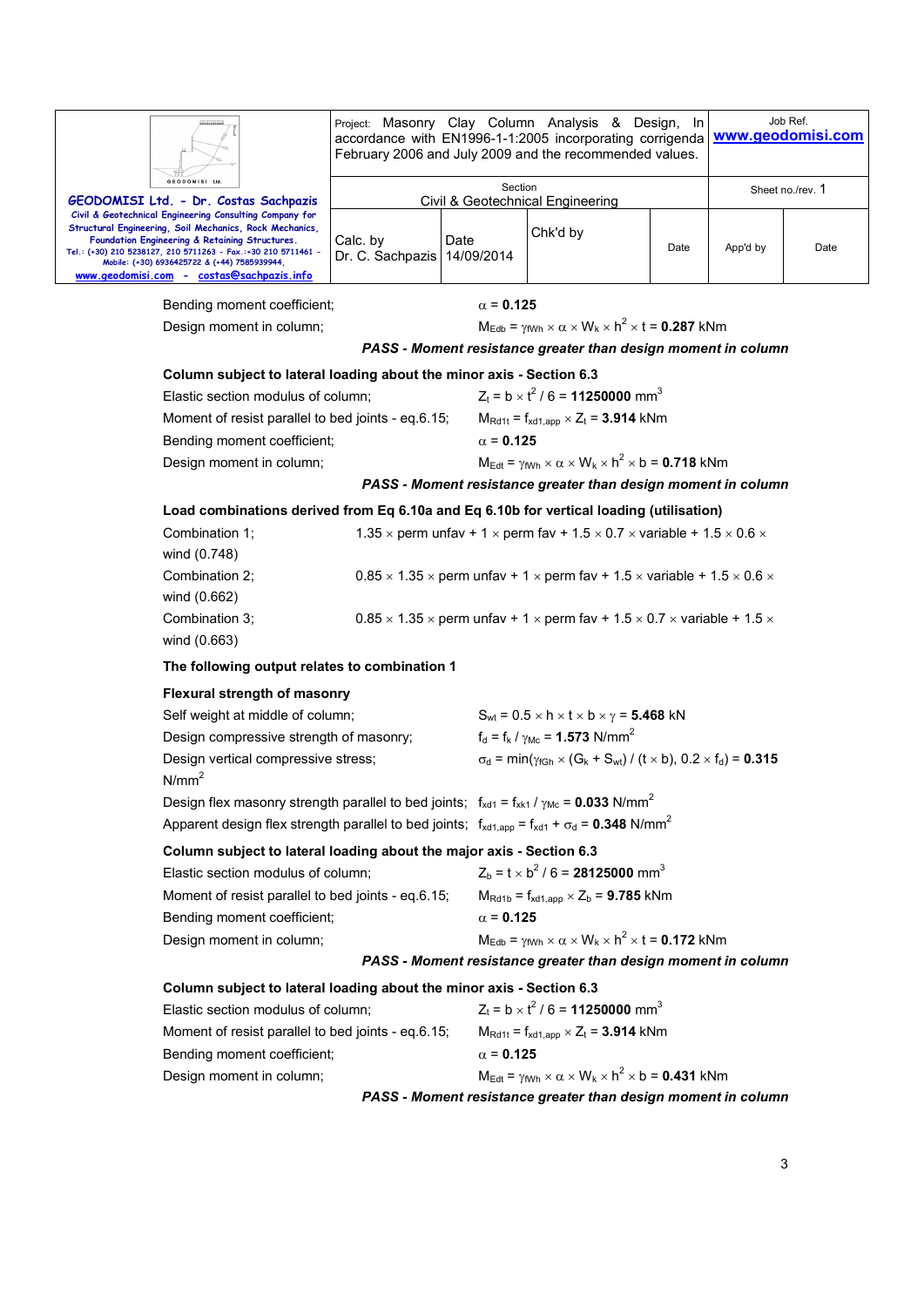Bending moment coefficient; $\alpha$ = **0.125**

Design moment in column; $M_{Edb} = \gamma_{fWh} \times \alpha \times W_k \times h^2 \times t$ = **0.287** kNm

***PASS - Moment resistance greater than design moment in column***

**Column subject to lateral loading about the minor axis - Section 6.3**

Elastic section modulus of column; $Z_t = b \times t^2 / 6$ = **11250000** mm$^3$

Moment of resist parallel to bed joints - eq.6.15; $M_{Rd1t} = f_{xd1,app} \times Z_t$ = **3.914** kNm

Bending moment coefficient; $\alpha$ = **0.125**

Design moment in column; $M_{Edt} = \gamma_{fWh} \times \alpha \times W_k \times h^2 \times b$ = **0.718** kNm

***PASS - Moment resistance greater than design moment in column***

**Load combinations derived from Eq 6.10a and Eq 6.10b for vertical loading (utilisation)**

Combination 1; 1.35 × perm unfav + 1 × perm fav + 1.5 × 0.7 × variable + 1.5 × 0.6 × wind (0.748)

Combination 2; 0.85 × 1.35 × perm unfav + 1 × perm fav + 1.5 × variable + 1.5 × 0.6 × wind (0.662)

Combination 3; 0.85 × 1.35 × perm unfav + 1 × perm fav + 1.5 × 0.7 × variable + 1.5 × wind (0.663)

**The following output relates to combination 1**

**Flexural strength of masonry**

Self weight at middle of column; $S_{wt} = 0.5 \times h \times t \times b \times \gamma$ = **5.468** kN

Design compressive strength of masonry; $f_d = f_k / \gamma_{Mc}$ = **1.573** N/mm$^2$

Design vertical compressive stress; $\sigma_d = \min(\gamma_{fGh} \times (G_k + S_{wt}) / (t \times b), 0.2 \times f_d)$ = **0.315** N/mm$^2$

Design flex masonry strength parallel to bed joints; $f_{xd1} = f_{xk1} / \gamma_{Mc}$ = **0.033** N/mm$^2$

Apparent design flex strength parallel to bed joints; $f_{xd1,app} = f_{xd1} + \sigma_d$ = **0.348** N/mm$^2$

**Column subject to lateral loading about the major axis - Section 6.3**

Elastic section modulus of column; $Z_b = t \times b^2 / 6$ = **28125000** mm$^3$

Moment of resist parallel to bed joints - eq.6.15; $M_{Rd1b} = f_{xd1,app} \times Z_b$ = **9.785** kNm

Bending moment coefficient; $\alpha$ = **0.125**

Design moment in column; $M_{Edb} = \gamma_{fWh} \times \alpha \times W_k \times h^2 \times t$ = **0.172** kNm

***PASS - Moment resistance greater than design moment in column***

**Column subject to lateral loading about the minor axis - Section 6.3**

Elastic section modulus of column; $Z_t = b \times t^2 / 6$ = **11250000** mm$^3$

Moment of resist parallel to bed joints - eq.6.15; $M_{Rd1t} = f_{xd1,app} \times Z_t$ = **3.914** kNm

Bending moment coefficient; $\alpha$ = **0.125**

Design moment in column; $M_{Edt} = \gamma_{fWh} \times \alpha \times W_k \times h^2 \times b$ = **0.431** kNm

***PASS - Moment resistance greater than design moment in column***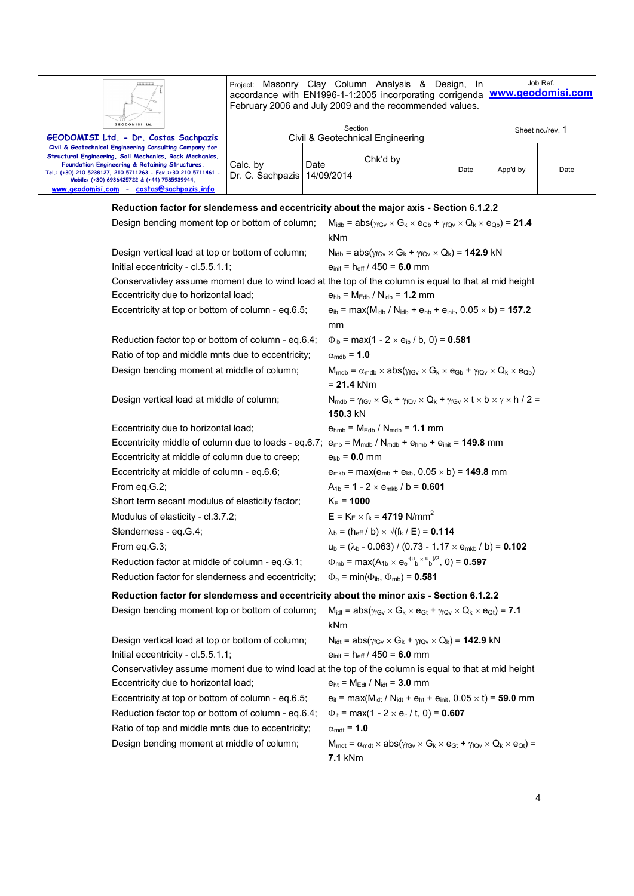### Reduction factor for slenderness and eccentricity about the major axis - Section 6.1.2.2

| | |
|---|---|
| Design bending moment top or bottom of column; | $M_{idb} = abs(\gamma_{fGv} \times G_k \times e_{Gb} + \gamma_{fQv} \times Q_k \times e_{Qb})$ = **21.4** kNm |
| Design vertical load at top or bottom of column; | $N_{idb} = abs(\gamma_{fGv} \times G_k + \gamma_{fQv} \times Q_k)$ = **142.9** kN |
| Initial eccentricity - cl.5.5.1.1; | $e_{init} = h_{eff} / 450$ = **6.0** mm |

Conservativley assume moment due to wind load at the top of the column is equal to that at mid height

| | |
|---|---|
| Eccentricity due to horizontal load; | $e_{hb} = M_{Edb} / N_{idb}$ = **1.2** mm |
| Eccentricity at top or bottom of column - eq.6.5; | $e_{ib} = \max(M_{idb} / N_{idb} + e_{hb} + e_{init}, 0.05 \times b)$ = **157.2** mm |
| Reduction factor top or bottom of column - eq.6.4; | $\Phi_{ib} = \max(1 - 2 \times e_{ib} / b, 0)$ = **0.581** |
| Ratio of top and middle mnts due to eccentricity; | $\alpha_{mdb}$ = **1.0** |
| Design bending moment at middle of column; | $M_{mdb} = \alpha_{mdb} \times abs(\gamma_{fGv} \times G_k \times e_{Gb} + \gamma_{fQv} \times Q_k \times e_{Qb})$ = **21.4** kNm |
| Design vertical load at middle of column; | $N_{mdb} = \gamma_{fGv} \times G_k + \gamma_{fQv} \times Q_k + \gamma_{fGv} \times t \times b \times \gamma \times h / 2$ = **150.3** kN |
| Eccentricity due to horizontal load; | $e_{hmb} = M_{Edb} / N_{mdb}$ = **1.1** mm |
| Eccentricity middle of column due to loads - eq.6.7; | $e_{mb} = M_{mdb} / N_{mdb} + e_{hmb} + e_{init}$ = **149.8** mm |
| Eccentricity at middle of column due to creep; | $e_{kb}$ = **0.0** mm |
| Eccentricity at middle of column - eq.6.6; | $e_{mkb} = \max(e_{mb} + e_{kb}, 0.05 \times b)$ = **149.8** mm |
| From eq.G.2; | $A_{1b} = 1 - 2 \times e_{mkb} / b$ = **0.601** |
| Short term secant modulus of elasticity factor; | $K_E$ = **1000** |
| Modulus of elasticity - cl.3.7.2; | $E = K_E \times f_k$ = **4719** N/mm$^2$ |
| Slenderness - eq.G.4; | $\lambda_b = (h_{eff} / b) \times \sqrt{(f_k / E)}$ = **0.114** |
| From eq.G.3; | $u_b = (\lambda_b - 0.063) / (0.73 - 1.17 \times e_{mkb} / b)$ = **0.102** |
| Reduction factor at middle of column - eq.G.1; | $\Phi_{mb} = \max(A_{1b} \times e_e^{-(u_b \times u_b)/2}, 0)$ = **0.597** |
| Reduction factor for slenderness and eccentricity; | $\Phi_b = \min(\Phi_{ib}, \Phi_{mb})$ = **0.581** |

### Reduction factor for slenderness and eccentricity about the minor axis - Section 6.1.2.2

| | |
|---|---|
| Design bending moment top or bottom of column; | $M_{idt} = abs(\gamma_{fGv} \times G_k \times e_{Gt} + \gamma_{fQv} \times Q_k \times e_{Qt})$ = **7.1** kNm |
| Design vertical load at top or bottom of column; | $N_{idt} = abs(\gamma_{fGv} \times G_k + \gamma_{fQv} \times Q_k)$ = **142.9** kN |
| Initial eccentricity - cl.5.5.1.1; | $e_{init} = h_{eff} / 450$ = **6.0** mm |

Conservativley assume moment due to wind load at the top of the column is equal to that at mid height

| | |
|---|---|
| Eccentricity due to horizontal load; | $e_{ht} = M_{Edt} / N_{idt}$ = **3.0** mm |
| Eccentricity at top or bottom of column - eq.6.5; | $e_{it} = \max(M_{idt} / N_{idt} + e_{ht} + e_{init}, 0.05 \times t)$ = **59.0** mm |
| Reduction factor top or bottom of column - eq.6.4; | $\Phi_{it} = \max(1 - 2 \times e_{it} / t, 0)$ = **0.607** |
| Ratio of top and middle mnts due to eccentricity; | $\alpha_{mdt}$ = **1.0** |
| Design bending moment at middle of column; | $M_{mdt} = \alpha_{mdt} \times abs(\gamma_{fGv} \times G_k \times e_{Gt} + \gamma_{fQv} \times Q_k \times e_{Qt})$ = **7.1** kNm |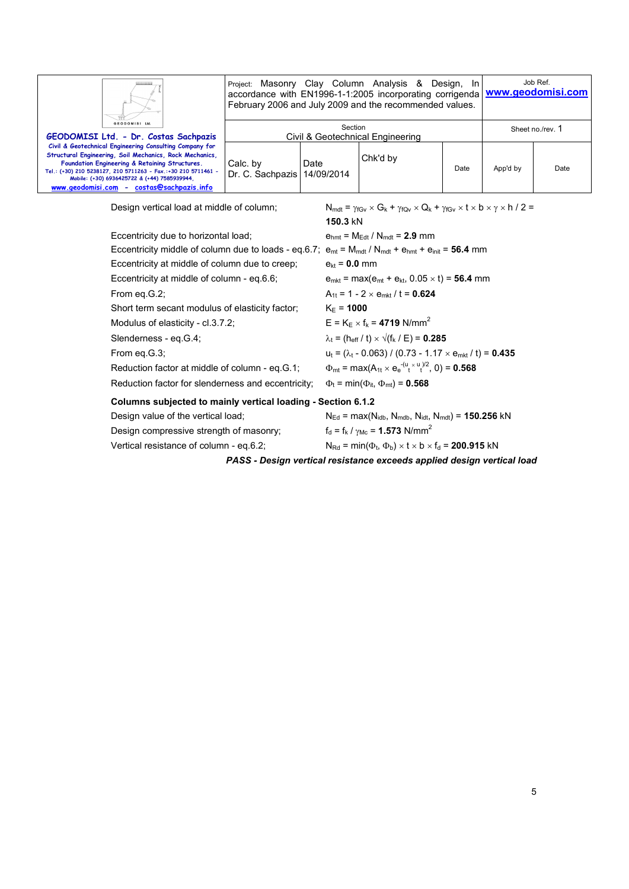Design vertical load at middle of column; $N_{mdt} = \gamma_{fGv} \times G_k + \gamma_{fQv} \times Q_k + \gamma_{fGv} \times t \times b \times \gamma \times h / 2 =$ **150.3** kN

Eccentricity due to horizontal load; $e_{hmt} = M_{Edt} / N_{mdt} =$ **2.9** mm

Eccentricity middle of column due to loads - eq.6.7; $e_{mt} = M_{mdt} / N_{mdt} + e_{hmt} + e_{init} =$ **56.4** mm

Eccentricity at middle of column due to creep; $e_{kt} =$ **0.0** mm

Eccentricity at middle of column - eq.6.6; $e_{mkt} = \max(e_{mt} + e_{kt}, 0.05 \times t) =$ **56.4** mm

From eq.G.2; $A_{1t} = 1 - 2 \times e_{mkt} / t =$ **0.624**

Short term secant modulus of elasticity factor; $K_E =$ **1000**

Modulus of elasticity - cl.3.7.2; $E = K_E \times f_k =$ **4719** N/mm$^2$

Slenderness - eq.G.4; $\lambda_t = (h_{eff} / t) \times \sqrt{(f_k / E)} =$ **0.285**

From eq.G.3; $u_t = (\lambda_t - 0.063) / (0.73 - 1.17 \times e_{mkt} / t) =$ **0.435**

Reduction factor at middle of column - eq.G.1; $\Phi_{mt} = \max(A_{1t} \times e_e^{-(u_t \times u_t)/2}, 0) =$ **0.568**

Reduction factor for slenderness and eccentricity; $\Phi_t = \min(\Phi_{it}, \Phi_{mt}) =$ **0.568**

**Columns subjected to mainly vertical loading - Section 6.1.2**

Design value of the vertical load; $N_{Ed} = \max(N_{idb}, N_{mdb}, N_{idt}, N_{mdt}) =$ **150.256** kN

Design compressive strength of masonry; $f_d = f_k / \gamma_{Mc} =$ **1.573** N/mm$^2$

Vertical resistance of column - eq.6.2; $N_{Rd} = \min(\Phi_t, \Phi_b) \times t \times b \times f_d =$ **200.915** kN

***PASS - Design vertical resistance exceeds applied design vertical load***